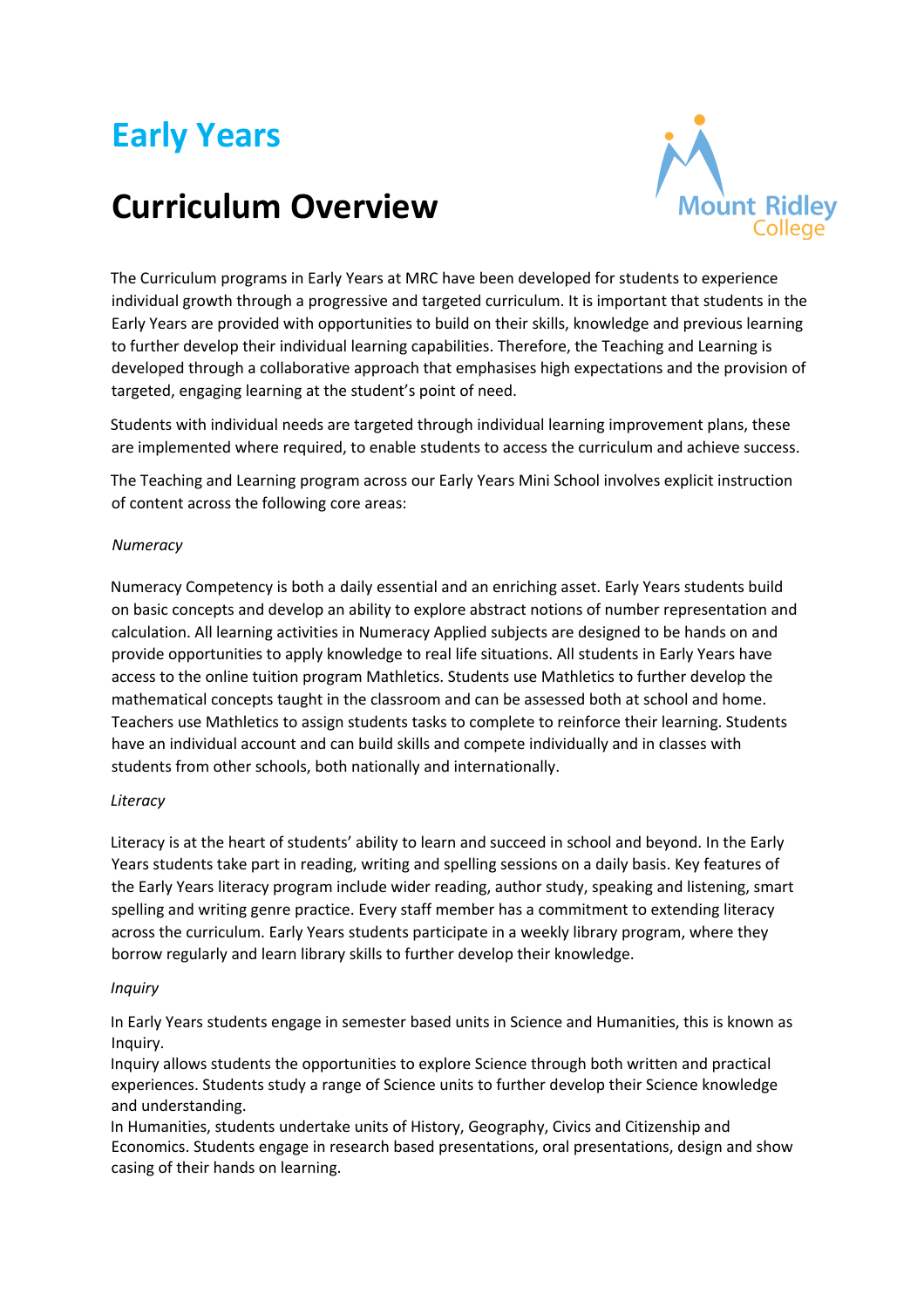# Early Years

# Curriculum Overview

The Curriculum programs in Early Years at MRC have been developed for students to experience individual growth through a progressive and targeted curriculum. It is important that students in the Early Years are provided with opportunities to build on their skills, knowledge and previous learning to further develop their individual learning capabilities. Therefore, the Teaching and Learning is developed through a collaborative approach that emphasises high expectations and the provision of targeted, engaging learning at the student's point of need.

Students with individual needs are targeted through individual learning improvement plans, these are implemented where required, to enable students to access the curriculum and achieve success.

The Teaching and Learning program across our Early Years Mini School involves explicit instruction of content across the following core areas:

*Numeracy*

Numeracy Competency is both a daily essential and an enriching asset. Early Years students build on basic concepts and develop an ability to explore abstract notions of number representation and calculation. All learning activities in Numeracy Applied subjects are designed to be hands on and provide opportunities to apply knowledge to real life situations. All students in Early Years have access to the online tuition program Mathletics. Students use Mathletics to further develop the mathematical concepts taught in the classroom and can be assessed both at school and home. Teachers use Mathletics to assign students tasks to complete to reinforce their learning. Students have an individual account and can build skills and compete individually and in classes with students from other schools, both nationally and internationally.

*Literacy*

Literacy is at the heart of students' ability to learn and succeed in school and beyond. In the Early Years students take part in reading, writing and spelling sessions on a daily basis. Key features of the Early Years literacy program include wider reading, author study, speaking and listening, smart spelling and writing genre practice. Every staff member has a commitment to extending literacy across the curriculum. Early Years students participate in a weekly library program, where they borrow regularly and learn library skills to further develop their knowledge.

*Inquiry*

In Early Years students engage in semester based units in Science and Humanities, this is known as Inquiry.
Inquiry allows students the opportunities to explore Science through both written and practical experiences. Students study a range of Science units to further develop their Science knowledge and understanding.
In Humanities, students undertake units of History, Geography, Civics and Citizenship and Economics. Students engage in research based presentations, oral presentations, design and show casing of their hands on learning.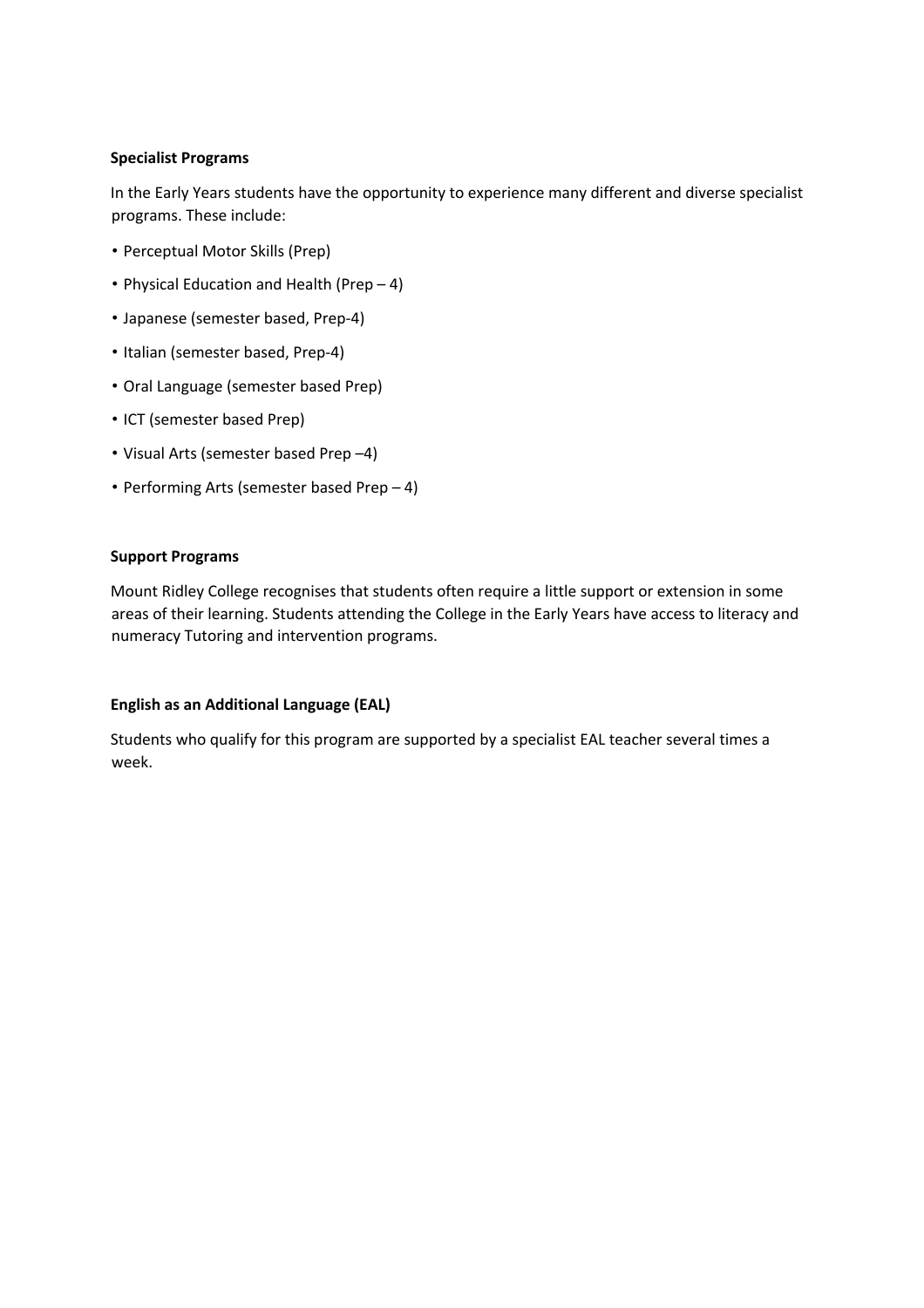**Specialist Programs**

In the Early Years students have the opportunity to experience many different and diverse specialist programs. These include:

- Perceptual Motor Skills (Prep)
- Physical Education and Health (Prep – 4)
- Japanese (semester based, Prep-4)
- Italian (semester based, Prep-4)
- Oral Language (semester based Prep)
- ICT (semester based Prep)
- Visual Arts (semester based Prep –4)
- Performing Arts (semester based Prep – 4)

**Support Programs**

Mount Ridley College recognises that students often require a little support or extension in some areas of their learning. Students attending the College in the Early Years have access to literacy and numeracy Tutoring and intervention programs.

**English as an Additional Language (EAL)**

Students who qualify for this program are supported by a specialist EAL teacher several times a week.